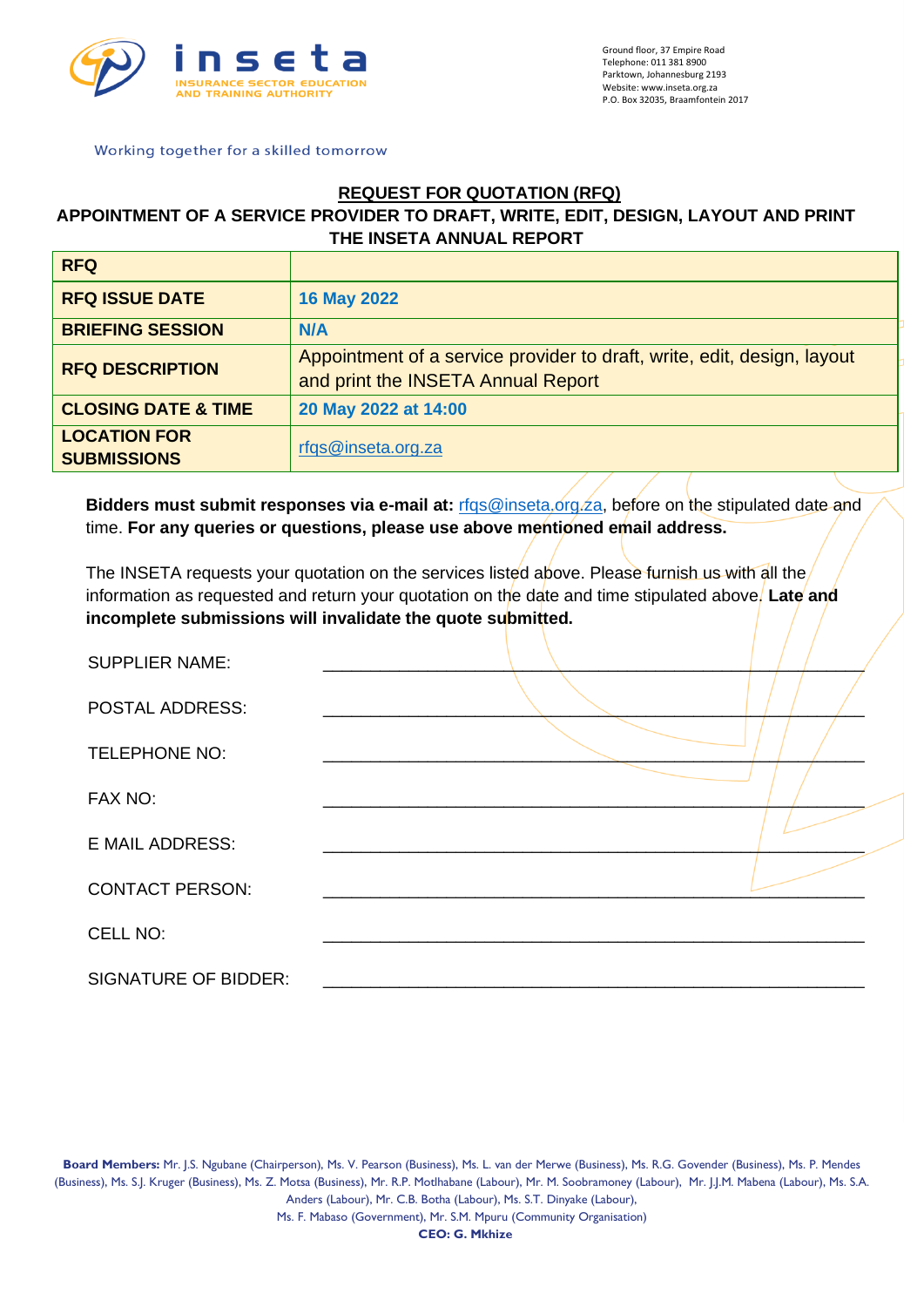inseta

INSURANCE SECTOR EDUCATION AND TRAINING AUTHORITY

Ground floor, 37 Empire Road
Telephone: 011 381 8900
Parktown, Johannesburg 2193
Website: www.inseta.org.za
P.O. Box 32035, Braamfontein 2017

Working together for a skilled tomorrow

## REQUEST FOR QUOTATION (RFQ)

## APPOINTMENT OF A SERVICE PROVIDER TO DRAFT, WRITE, EDIT, DESIGN, LAYOUT AND PRINT THE INSETA ANNUAL REPORT

| RFQ | |
|---|---|
| **RFQ ISSUE DATE** | **16 May 2022** |
| **BRIEFING SESSION** | **N/A** |
| **RFQ DESCRIPTION** | Appointment of a service provider to draft, write, edit, design, layout and print the INSETA Annual Report |
| **CLOSING DATE & TIME** | **20 May 2022 at 14:00** |
| **LOCATION FOR SUBMISSIONS** | rfqs@inseta.org.za |

**Bidders must submit responses via e-mail at:** rfqs@inseta.org.za, before on the stipulated date and time. **For any queries or questions, please use above mentioned email address.**

The INSETA requests your quotation on the services listed above. Please furnish us with all the information as requested and return your quotation on the date and time stipulated above. **Late and incomplete submissions will invalidate the quote submitted.**

SUPPLIER NAME: ______________________________________________

POSTAL ADDRESS: ______________________________________________

TELEPHONE NO: ______________________________________________

FAX NO: ______________________________________________

E MAIL ADDRESS: ______________________________________________

CONTACT PERSON: ______________________________________________

CELL NO: ______________________________________________

SIGNATURE OF BIDDER: ______________________________________________

**Board Members:** Mr. J.S. Ngubane (Chairperson), Ms. V. Pearson (Business), Ms. L. van der Merwe (Business), Ms. R.G. Govender (Business), Ms. P. Mendes (Business), Ms. S.J. Kruger (Business), Ms. Z. Motsa (Business), Mr. R.P. Motlhabane (Labour), Mr. M. Soobramoney (Labour), Mr. J.J.M. Mabena (Labour), Ms. S.A. Anders (Labour), Mr. C.B. Botha (Labour), Ms. S.T. Dinyake (Labour), Ms. F. Mabaso (Government), Mr. S.M. Mpuru (Community Organisation)

**CEO: G. Mkhize**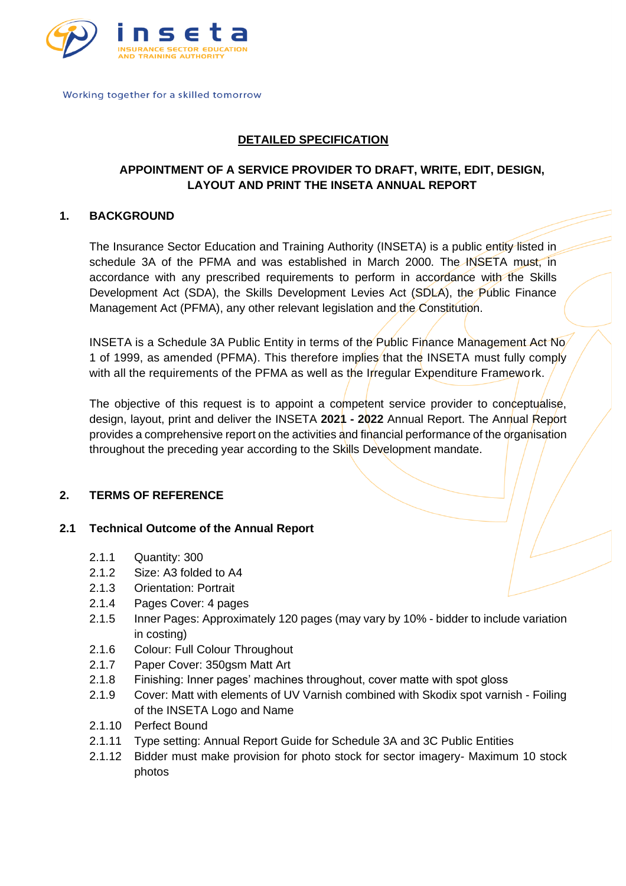Working together for a skilled tomorrow

## DETAILED SPECIFICATION

### APPOINTMENT OF A SERVICE PROVIDER TO DRAFT, WRITE, EDIT, DESIGN, LAYOUT AND PRINT THE INSETA ANNUAL REPORT

## 1. BACKGROUND

The Insurance Sector Education and Training Authority (INSETA) is a public entity listed in schedule 3A of the PFMA and was established in March 2000. The INSETA must, in accordance with any prescribed requirements to perform in accordance with the Skills Development Act (SDA), the Skills Development Levies Act (SDLA), the Public Finance Management Act (PFMA), any other relevant legislation and the Constitution.

INSETA is a Schedule 3A Public Entity in terms of the Public Finance Management Act No 1 of 1999, as amended (PFMA). This therefore implies that the INSETA must fully comply with all the requirements of the PFMA as well as the Irregular Expenditure Framework.

The objective of this request is to appoint a competent service provider to conceptualise, design, layout, print and deliver the INSETA **2021 - 2022** Annual Report. The Annual Report provides a comprehensive report on the activities and financial performance of the organisation throughout the preceding year according to the Skills Development mandate.

## 2. TERMS OF REFERENCE

### 2.1 Technical Outcome of the Annual Report

- 2.1.1 Quantity: 300
- 2.1.2 Size: A3 folded to A4
- 2.1.3 Orientation: Portrait
- 2.1.4 Pages Cover: 4 pages
- 2.1.5 Inner Pages: Approximately 120 pages (may vary by 10% - bidder to include variation in costing)
- 2.1.6 Colour: Full Colour Throughout
- 2.1.7 Paper Cover: 350gsm Matt Art
- 2.1.8 Finishing: Inner pages' machines throughout, cover matte with spot gloss
- 2.1.9 Cover: Matt with elements of UV Varnish combined with Skodix spot varnish - Foiling of the INSETA Logo and Name
- 2.1.10 Perfect Bound
- 2.1.11 Type setting: Annual Report Guide for Schedule 3A and 3C Public Entities
- 2.1.12 Bidder must make provision for photo stock for sector imagery- Maximum 10 stock photos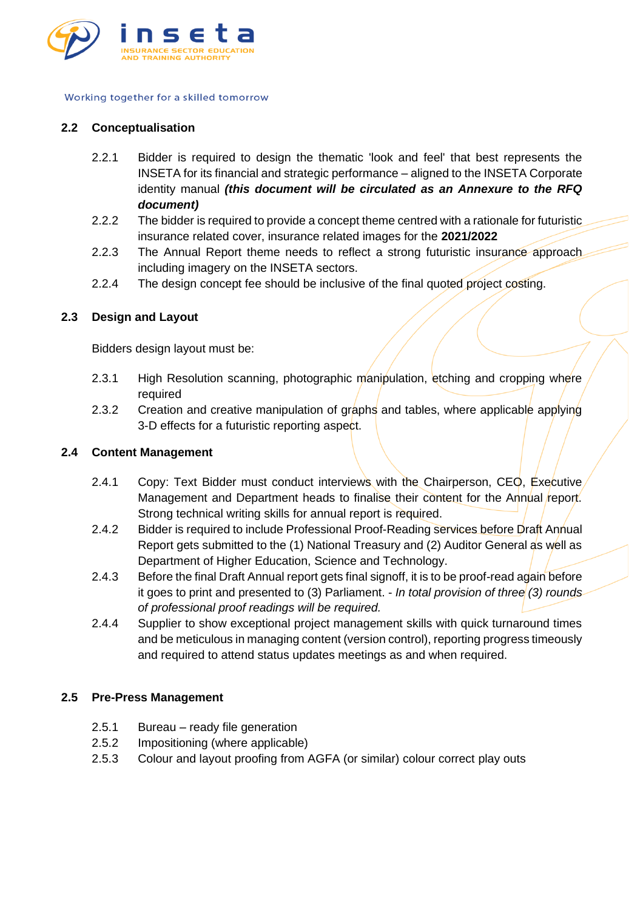## 2.2 Conceptualisation

2.2.1 Bidder is required to design the thematic 'look and feel' that best represents the INSETA for its financial and strategic performance – aligned to the INSETA Corporate identity manual ***(this document will be circulated as an Annexure to the RFQ document)***

2.2.2 The bidder is required to provide a concept theme centred with a rationale for futuristic insurance related cover, insurance related images for the **2021/2022**

2.2.3 The Annual Report theme needs to reflect a strong futuristic insurance approach including imagery on the INSETA sectors.

2.2.4 The design concept fee should be inclusive of the final quoted project costing.

## 2.3 Design and Layout

Bidders design layout must be:

2.3.1 High Resolution scanning, photographic manipulation, etching and cropping where required

2.3.2 Creation and creative manipulation of graphs and tables, where applicable applying 3-D effects for a futuristic reporting aspect.

## 2.4 Content Management

2.4.1 Copy: Text Bidder must conduct interviews with the Chairperson, CEO, Executive Management and Department heads to finalise their content for the Annual report. Strong technical writing skills for annual report is required.

2.4.2 Bidder is required to include Professional Proof-Reading services before Draft Annual Report gets submitted to the (1) National Treasury and (2) Auditor General as well as Department of Higher Education, Science and Technology.

2.4.3 Before the final Draft Annual report gets final signoff, it is to be proof-read again before it goes to print and presented to (3) Parliament. - *In total provision of three (3) rounds of professional proof readings will be required.*

2.4.4 Supplier to show exceptional project management skills with quick turnaround times and be meticulous in managing content (version control), reporting progress timeously and required to attend status updates meetings as and when required.

## 2.5 Pre-Press Management

2.5.1 Bureau – ready file generation

2.5.2 Impositioning (where applicable)

2.5.3 Colour and layout proofing from AGFA (or similar) colour correct play outs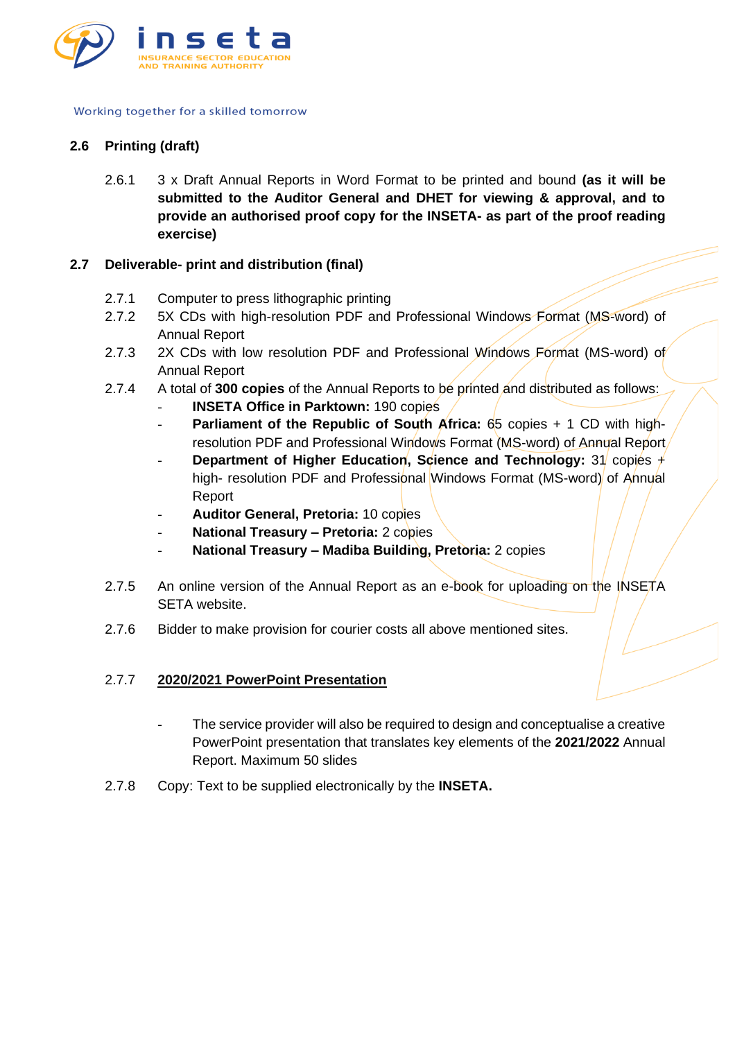### 2.6 Printing (draft)

2.6.1 3 x Draft Annual Reports in Word Format to be printed and bound **(as it will be submitted to the Auditor General and DHET for viewing & approval, and to provide an authorised proof copy for the INSETA- as part of the proof reading exercise)**

### 2.7 Deliverable- print and distribution (final)

2.7.1 Computer to press lithographic printing

2.7.2 5X CDs with high-resolution PDF and Professional Windows Format (MS-word) of Annual Report

2.7.3 2X CDs with low resolution PDF and Professional Windows Format (MS-word) of Annual Report

2.7.4 A total of **300 copies** of the Annual Reports to be printed and distributed as follows:

- **INSETA Office in Parktown:** 190 copies
- **Parliament of the Republic of South Africa:** 65 copies + 1 CD with high-resolution PDF and Professional Windows Format (MS-word) of Annual Report
- **Department of Higher Education, Science and Technology:** 31 copies + high- resolution PDF and Professional Windows Format (MS-word) of Annual Report
- **Auditor General, Pretoria:** 10 copies
- **National Treasury – Pretoria:** 2 copies
- **National Treasury – Madiba Building, Pretoria:** 2 copies

2.7.5 An online version of the Annual Report as an e-book for uploading on the INSETA SETA website.

2.7.6 Bidder to make provision for courier costs all above mentioned sites.

2.7.7 **2020/2021 PowerPoint Presentation**

- The service provider will also be required to design and conceptualise a creative PowerPoint presentation that translates key elements of the **2021/2022** Annual Report. Maximum 50 slides

2.7.8 Copy: Text to be supplied electronically by the **INSETA.**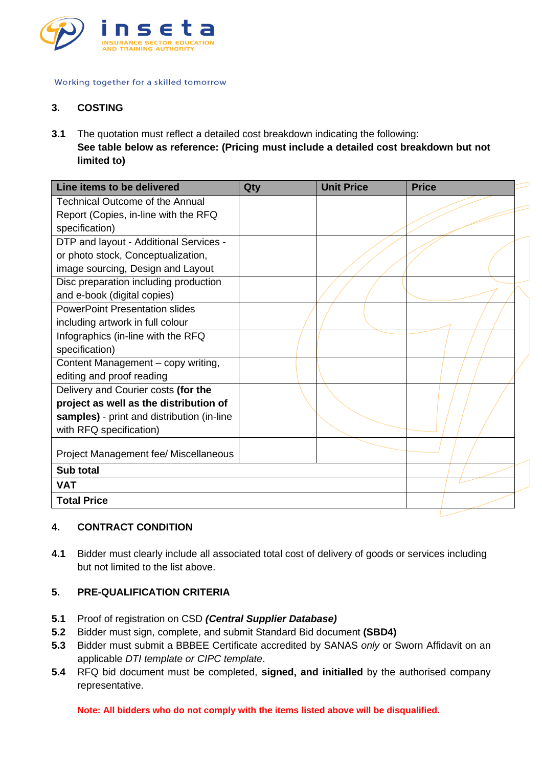## 3. COSTING

**3.1** The quotation must reflect a detailed cost breakdown indicating the following:
**See table below as reference: (Pricing must include a detailed cost breakdown but not limited to)**

| Line items to be delivered | Qty | Unit Price | Price |
|---|---|---|---|
| Technical Outcome of the Annual Report (Copies, in-line with the RFQ specification) | | | |
| DTP and layout - Additional Services - or photo stock, Conceptualization, image sourcing, Design and Layout | | | |
| Disc preparation including production and e-book (digital copies) | | | |
| PowerPoint Presentation slides including artwork in full colour | | | |
| Infographics (in-line with the RFQ specification) | | | |
| Content Management – copy writing, editing and proof reading | | | |
| Delivery and Courier costs **(for the project as well as the distribution of samples)** - print and distribution (in-line with RFQ specification) | | | |
| Project Management fee/ Miscellaneous | | | |
| **Sub total** | | | |
| **VAT** | | | |
| **Total Price** | | | |

## 4. CONTRACT CONDITION

**4.1** Bidder must clearly include all associated total cost of delivery of goods or services including but not limited to the list above.

## 5. PRE-QUALIFICATION CRITERIA

**5.1** Proof of registration on CSD ***(Central Supplier Database)***
**5.2** Bidder must sign, complete, and submit Standard Bid document **(SBD4)**
**5.3** Bidder must submit a BBBEE Certificate accredited by SANAS *only* or Sworn Affidavit on an applicable *DTI template or CIPC template*.
**5.4** RFQ bid document must be completed, **signed, and initialled** by the authorised company representative.

**Note: All bidders who do not comply with the items listed above will be disqualified.**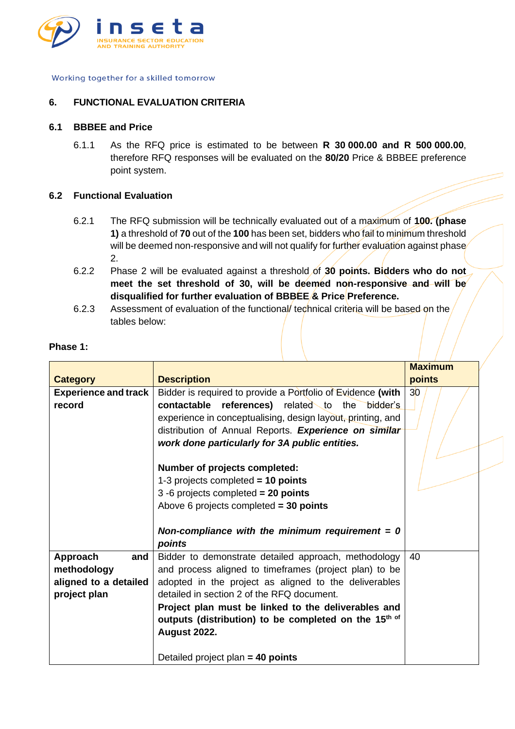## 6. FUNCTIONAL EVALUATION CRITERIA

### 6.1 BBBEE and Price

6.1.1 As the RFQ price is estimated to be between **R 30 000.00 and R 500 000.00**, therefore RFQ responses will be evaluated on the **80/20** Price & BBBEE preference point system.

### 6.2 Functional Evaluation

6.2.1 The RFQ submission will be technically evaluated out of a maximum of **100. (phase 1)** a threshold of **70** out of the **100** has been set, bidders who fail to minimum threshold will be deemed non-responsive and will not qualify for further evaluation against phase 2.

6.2.2 Phase 2 will be evaluated against a threshold of **30 points. Bidders who do not meet the set threshold of 30, will be deemed non-responsive and will be disqualified for further evaluation of BBBEE & Price Preference.**

6.2.3 Assessment of evaluation of the functional/ technical criteria will be based on the tables below:

**Phase 1:**

| Category | Description | Maximum points |
|---|---|---|
| **Experience and track record** | Bidder is required to provide a Portfolio of Evidence **(with contactable references)** related to the bidder's experience in conceptualising, design layout, printing, and distribution of Annual Reports. ***Experience on similar work done particularly for 3A public entities.***<br><br>**Number of projects completed:**<br>1-3 projects completed **= 10 points**<br>3 -6 projects completed **= 20 points**<br>Above 6 projects completed **= 30 points**<br><br>***Non-compliance with the minimum requirement = 0 points*** | 30 |
| **Approach and methodology aligned to a detailed project plan** | Bidder to demonstrate detailed approach, methodology and process aligned to timeframes (project plan) to be adopted in the project as aligned to the deliverables detailed in section 2 of the RFQ document.<br>**Project plan must be linked to the deliverables and outputs (distribution) to be completed on the 15th of August 2022.**<br><br>Detailed project plan **= 40 points** | 40 |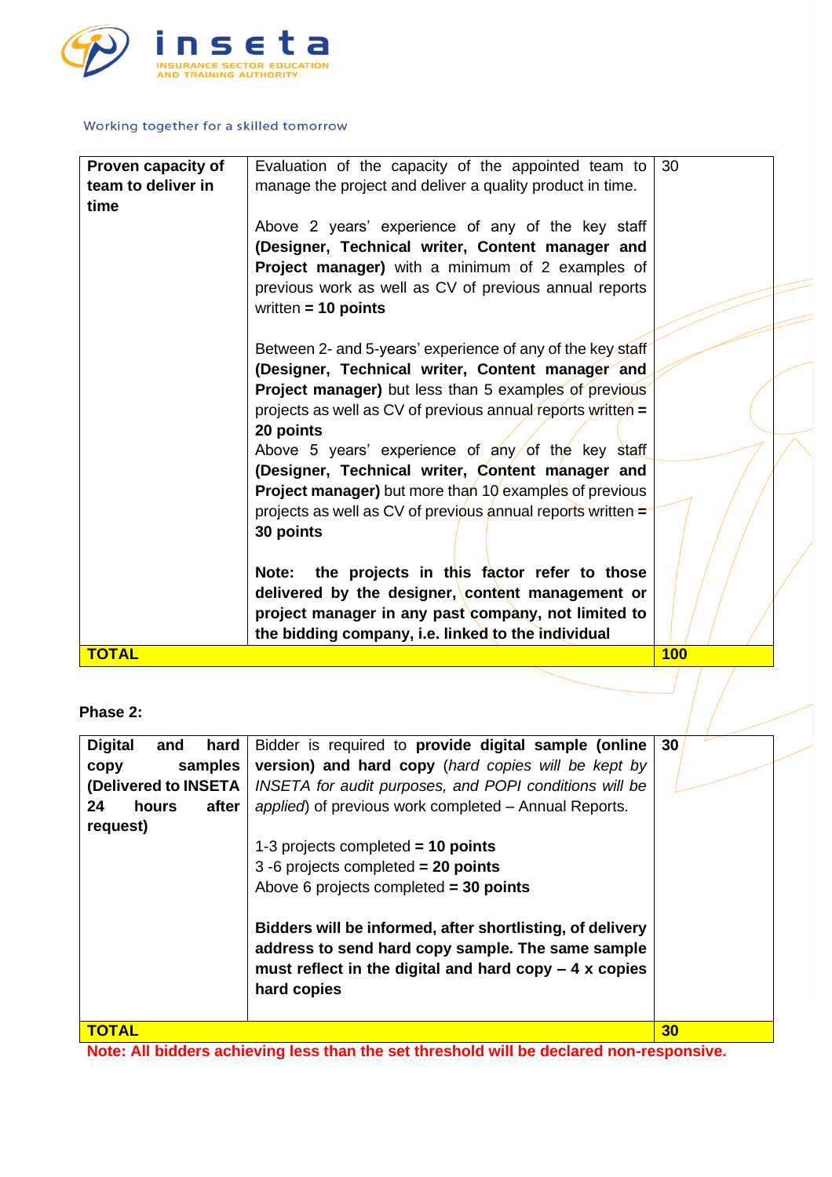| Proven capacity of team to deliver in time | Evaluation of the capacity of the appointed team to manage the project and deliver a quality product in time.<br><br>Above 2 years' experience of any of the key staff **(Designer, Technical writer, Content manager and Project manager)** with a minimum of 2 examples of previous work as well as CV of previous annual reports written **= 10 points**<br><br>Between 2- and 5-years' experience of any of the key staff **(Designer, Technical writer, Content manager and Project manager)** but less than 5 examples of previous projects as well as CV of previous annual reports written **= 20 points**<br>Above 5 years' experience of any of the key staff **(Designer, Technical writer, Content manager and Project manager)** but more than 10 examples of previous projects as well as CV of previous annual reports written **= 30 points**<br><br>**Note: the projects in this factor refer to those delivered by the designer, content management or project manager in any past company, not limited to the bidding company, i.e. linked to the individual** | 30 |
|---|---|---|
| **TOTAL** | | **100** |

**Phase 2:**

| Digital and hard copy samples (Delivered to INSETA 24 hours after request) | Bidder is required to **provide digital sample (online version) and hard copy** (*hard copies will be kept by INSETA for audit purposes, and POPI conditions will be applied*) of previous work completed – Annual Reports.<br><br>1-3 projects completed **= 10 points**<br>3 -6 projects completed **= 20 points**<br>Above 6 projects completed **= 30 points**<br><br>**Bidders will be informed, after shortlisting, of delivery address to send hard copy sample. The same sample must reflect in the digital and hard copy – 4 x copies hard copies** | 30 |
|---|---|---|
| **TOTAL** | | **30** |

**Note: All bidders achieving less than the set threshold will be declared non-responsive.**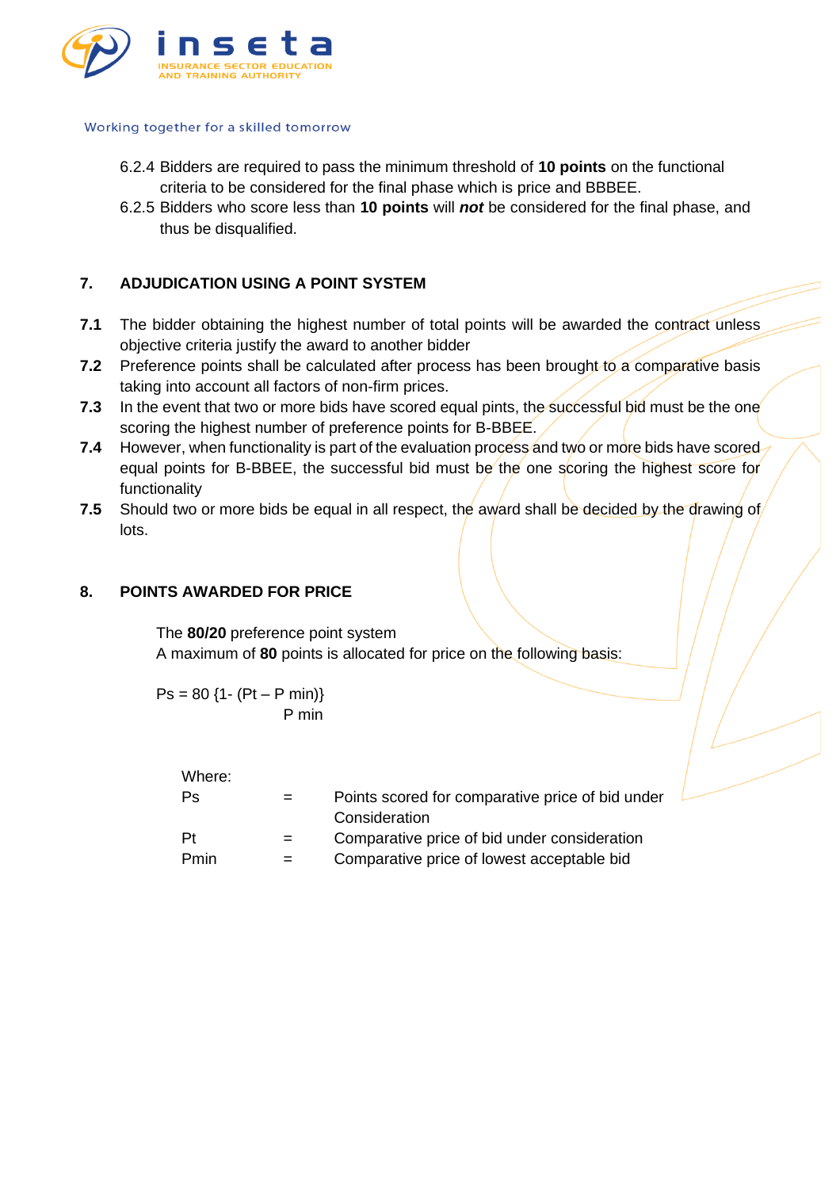6.2.4 Bidders are required to pass the minimum threshold of **10 points** on the functional criteria to be considered for the final phase which is price and BBBEE.

6.2.5 Bidders who score less than **10 points** will ***not*** be considered for the final phase, and thus be disqualified.

## 7. ADJUDICATION USING A POINT SYSTEM

**7.1** The bidder obtaining the highest number of total points will be awarded the contract unless objective criteria justify the award to another bidder

**7.2** Preference points shall be calculated after process has been brought to a comparative basis taking into account all factors of non-firm prices.

**7.3** In the event that two or more bids have scored equal pints, the successful bid must be the one scoring the highest number of preference points for B-BBEE.

**7.4** However, when functionality is part of the evaluation process and two or more bids have scored equal points for B-BBEE, the successful bid must be the one scoring the highest score for functionality

**7.5** Should two or more bids be equal in all respect, the award shall be decided by the drawing of lots.

## 8. POINTS AWARDED FOR PRICE

The **80/20** preference point system

A maximum of **80** points is allocated for price on the following basis:

$$Ps = 80\left\{1 - \frac{(Pt - P\,min)}{P\,min}\right\}$$

Where:

| | | |
|---|---|---|
| Ps | = | Points scored for comparative price of bid under Consideration |
| Pt | = | Comparative price of bid under consideration |
| Pmin | = | Comparative price of lowest acceptable bid |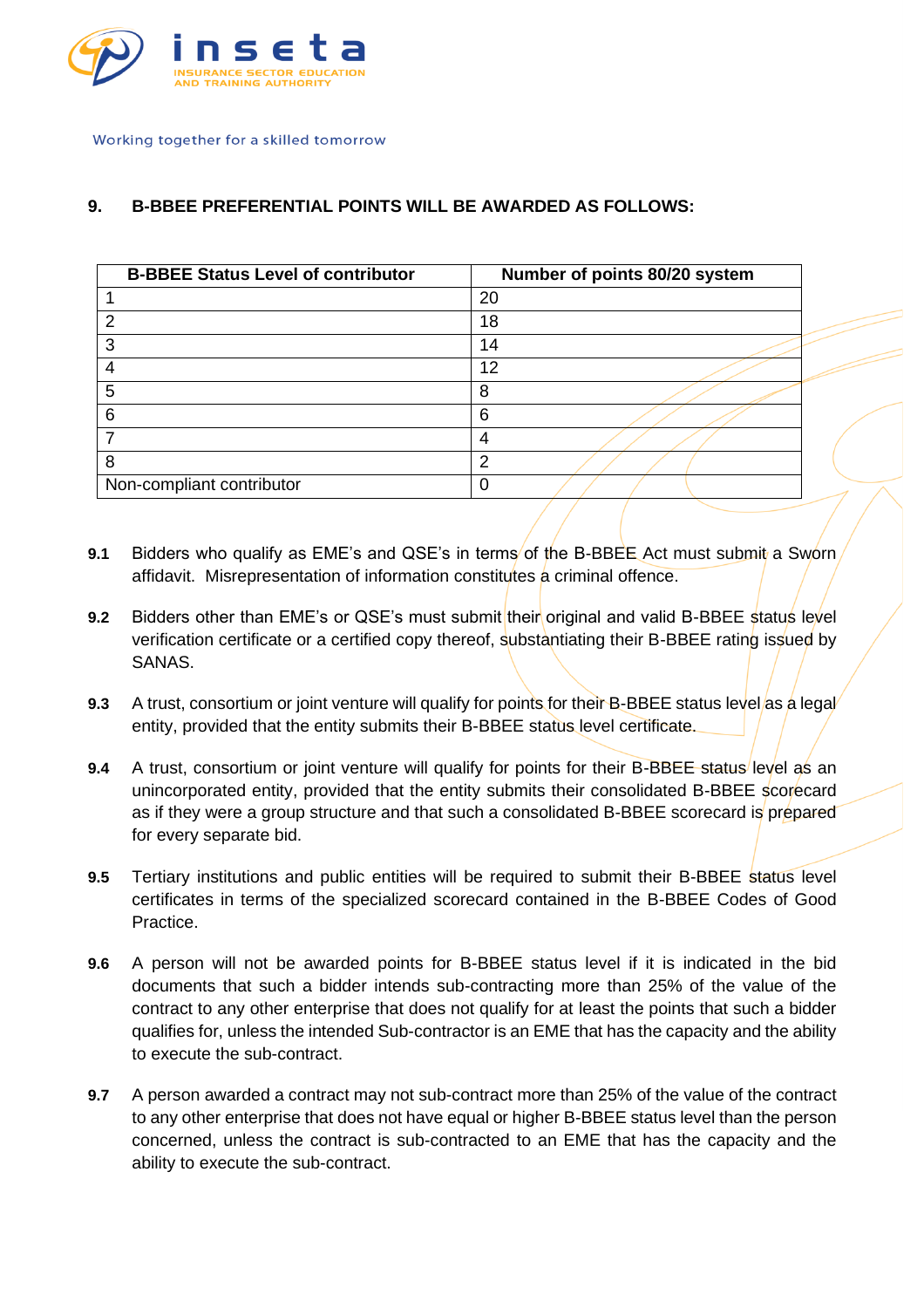## 9. B-BBEE PREFERENTIAL POINTS WILL BE AWARDED AS FOLLOWS:

| B-BBEE Status Level of contributor | Number of points 80/20 system |
|---|---|
| 1 | 20 |
| 2 | 18 |
| 3 | 14 |
| 4 | 12 |
| 5 | 8 |
| 6 | 6 |
| 7 | 4 |
| 8 | 2 |
| Non-compliant contributor | 0 |

**9.1** Bidders who qualify as EME's and QSE's in terms of the B-BBEE Act must submit a Sworn affidavit. Misrepresentation of information constitutes a criminal offence.

**9.2** Bidders other than EME's or QSE's must submit their original and valid B-BBEE status level verification certificate or a certified copy thereof, substantiating their B-BBEE rating issued by SANAS.

**9.3** A trust, consortium or joint venture will qualify for points for their B-BBEE status level as a legal entity, provided that the entity submits their B-BBEE status level certificate.

**9.4** A trust, consortium or joint venture will qualify for points for their B-BBEE status level as an unincorporated entity, provided that the entity submits their consolidated B-BBEE scorecard as if they were a group structure and that such a consolidated B-BBEE scorecard is prepared for every separate bid.

**9.5** Tertiary institutions and public entities will be required to submit their B-BBEE status level certificates in terms of the specialized scorecard contained in the B-BBEE Codes of Good Practice.

**9.6** A person will not be awarded points for B-BBEE status level if it is indicated in the bid documents that such a bidder intends sub-contracting more than 25% of the value of the contract to any other enterprise that does not qualify for at least the points that such a bidder qualifies for, unless the intended Sub-contractor is an EME that has the capacity and the ability to execute the sub-contract.

**9.7** A person awarded a contract may not sub-contract more than 25% of the value of the contract to any other enterprise that does not have equal or higher B-BBEE status level than the person concerned, unless the contract is sub-contracted to an EME that has the capacity and the ability to execute the sub-contract.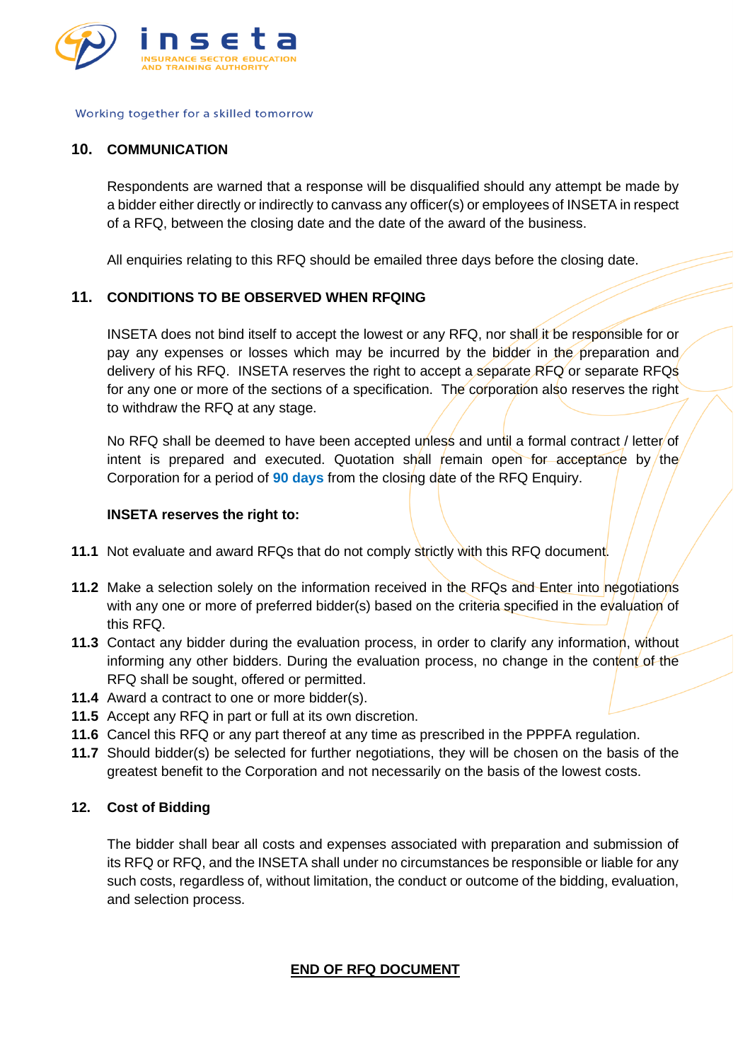## 10. COMMUNICATION

Respondents are warned that a response will be disqualified should any attempt be made by a bidder either directly or indirectly to canvass any officer(s) or employees of INSETA in respect of a RFQ, between the closing date and the date of the award of the business.

All enquiries relating to this RFQ should be emailed three days before the closing date.

## 11. CONDITIONS TO BE OBSERVED WHEN RFQING

INSETA does not bind itself to accept the lowest or any RFQ, nor shall it be responsible for or pay any expenses or losses which may be incurred by the bidder in the preparation and delivery of his RFQ. INSETA reserves the right to accept a separate RFQ or separate RFQs for any one or more of the sections of a specification. The corporation also reserves the right to withdraw the RFQ at any stage.

No RFQ shall be deemed to have been accepted unless and until a formal contract / letter of intent is prepared and executed. Quotation shall remain open for acceptance by the Corporation for a period of **90 days** from the closing date of the RFQ Enquiry.

**INSETA reserves the right to:**

**11.1** Not evaluate and award RFQs that do not comply strictly with this RFQ document.

**11.2** Make a selection solely on the information received in the RFQs and Enter into negotiations with any one or more of preferred bidder(s) based on the criteria specified in the evaluation of this RFQ.

**11.3** Contact any bidder during the evaluation process, in order to clarify any information, without informing any other bidders. During the evaluation process, no change in the content of the RFQ shall be sought, offered or permitted.

**11.4** Award a contract to one or more bidder(s).

**11.5** Accept any RFQ in part or full at its own discretion.

**11.6** Cancel this RFQ or any part thereof at any time as prescribed in the PPPFA regulation.

**11.7** Should bidder(s) be selected for further negotiations, they will be chosen on the basis of the greatest benefit to the Corporation and not necessarily on the basis of the lowest costs.

## 12. Cost of Bidding

The bidder shall bear all costs and expenses associated with preparation and submission of its RFQ or RFQ, and the INSETA shall under no circumstances be responsible or liable for any such costs, regardless of, without limitation, the conduct or outcome of the bidding, evaluation, and selection process.

**END OF RFQ DOCUMENT**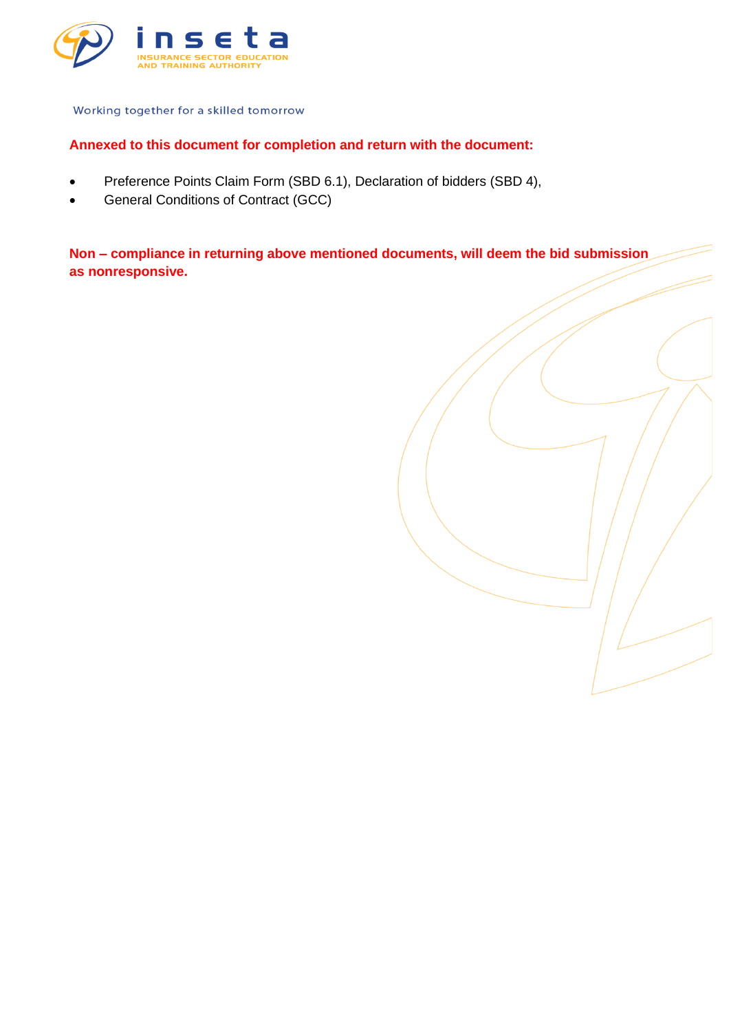Working together for a skilled tomorrow

**Annexed to this document for completion and return with the document:**

- Preference Points Claim Form (SBD 6.1), Declaration of bidders (SBD 4),
- General Conditions of Contract (GCC)

**Non – compliance in returning above mentioned documents, will deem the bid submission as nonresponsive.**